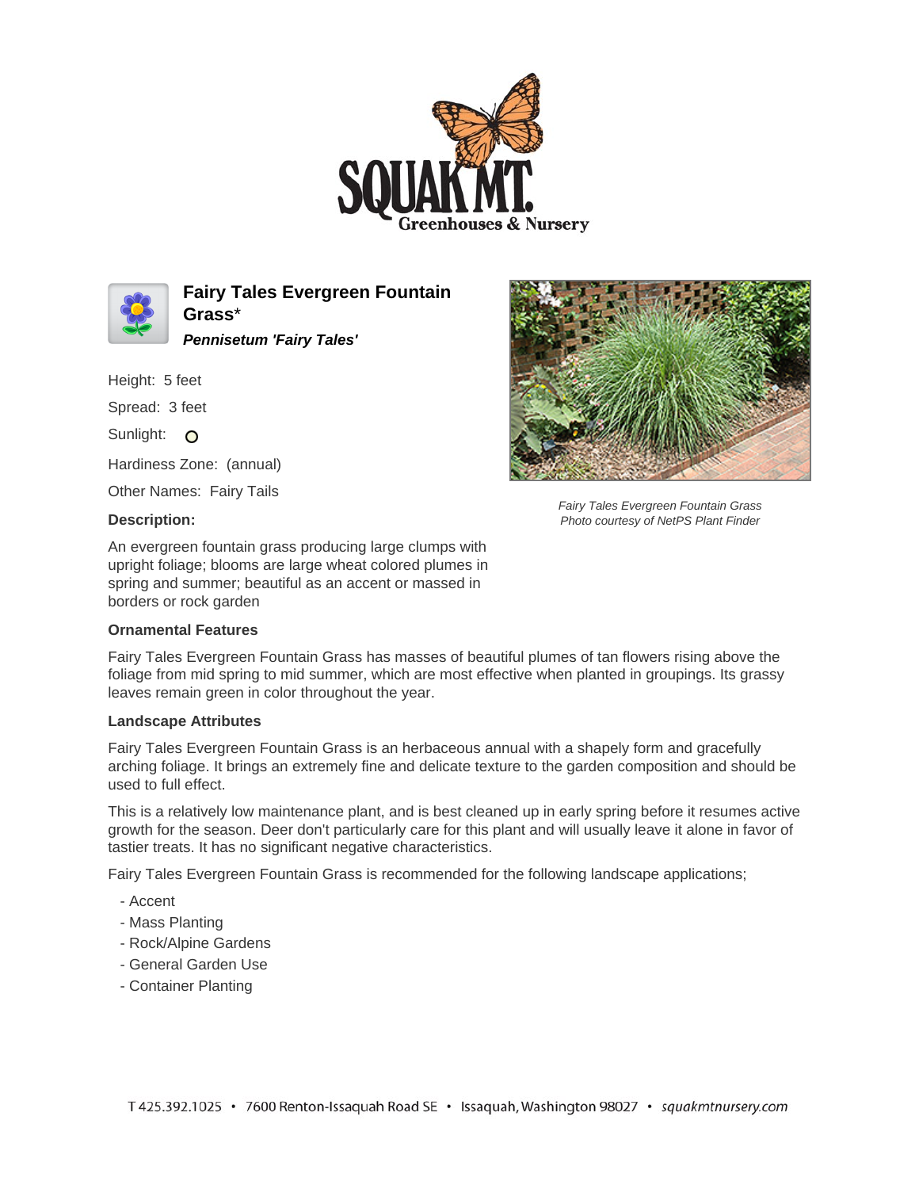# Fairy Tales Evergreen Fountain Grass*

***Pennisetum 'Fairy Tales'***

Height: 5 feet

Spread: 3 feet

Sunlight: O

Hardiness Zone: (annual)

Other Names: Fairy Tails

*Fairy Tales Evergreen Fountain Grass*
*Photo courtesy of NetPS Plant Finder*

**Description:**

An evergreen fountain grass producing large clumps with upright foliage; blooms are large wheat colored plumes in spring and summer; beautiful as an accent or massed in borders or rock garden

**Ornamental Features**

Fairy Tales Evergreen Fountain Grass has masses of beautiful plumes of tan flowers rising above the foliage from mid spring to mid summer, which are most effective when planted in groupings. Its grassy leaves remain green in color throughout the year.

**Landscape Attributes**

Fairy Tales Evergreen Fountain Grass is an herbaceous annual with a shapely form and gracefully arching foliage. It brings an extremely fine and delicate texture to the garden composition and should be used to full effect.

This is a relatively low maintenance plant, and is best cleaned up in early spring before it resumes active growth for the season. Deer don't particularly care for this plant and will usually leave it alone in favor of tastier treats. It has no significant negative characteristics.

Fairy Tales Evergreen Fountain Grass is recommended for the following landscape applications;

- Accent
- Mass Planting
- Rock/Alpine Gardens
- General Garden Use
- Container Planting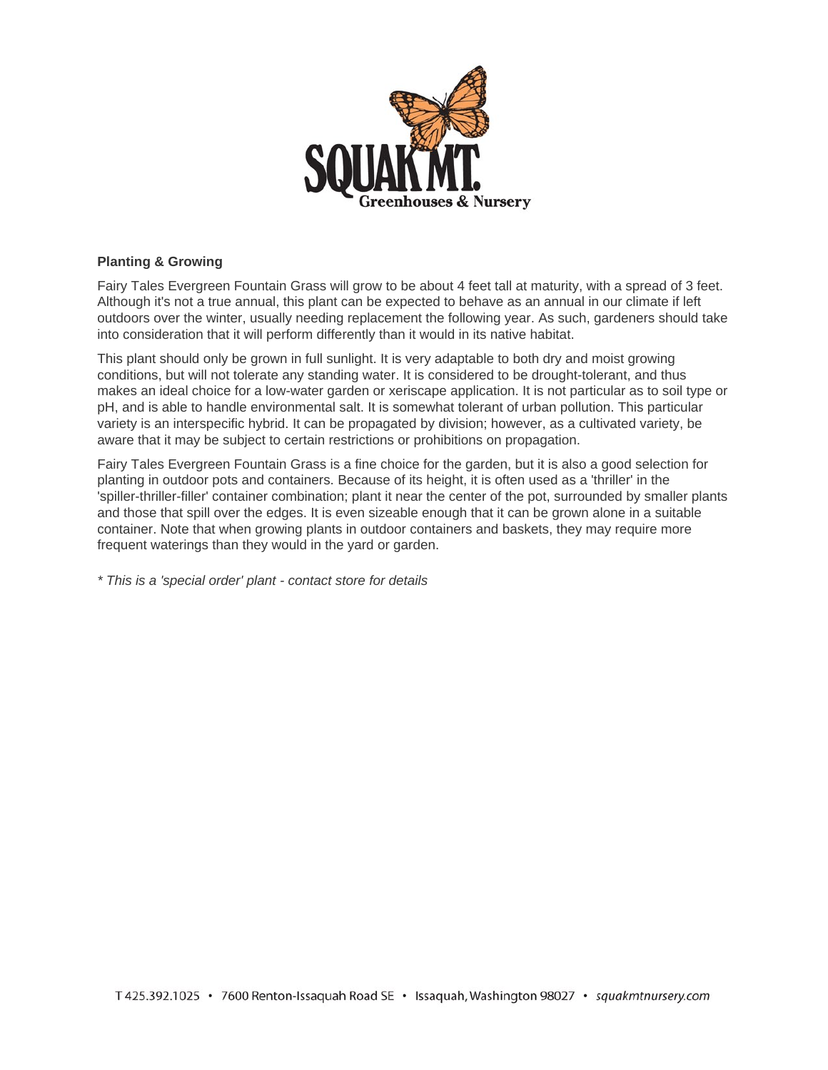**Planting & Growing**

Fairy Tales Evergreen Fountain Grass will grow to be about 4 feet tall at maturity, with a spread of 3 feet. Although it's not a true annual, this plant can be expected to behave as an annual in our climate if left outdoors over the winter, usually needing replacement the following year. As such, gardeners should take into consideration that it will perform differently than it would in its native habitat.

This plant should only be grown in full sunlight. It is very adaptable to both dry and moist growing conditions, but will not tolerate any standing water. It is considered to be drought-tolerant, and thus makes an ideal choice for a low-water garden or xeriscape application. It is not particular as to soil type or pH, and is able to handle environmental salt. It is somewhat tolerant of urban pollution. This particular variety is an interspecific hybrid. It can be propagated by division; however, as a cultivated variety, be aware that it may be subject to certain restrictions or prohibitions on propagation.

Fairy Tales Evergreen Fountain Grass is a fine choice for the garden, but it is also a good selection for planting in outdoor pots and containers. Because of its height, it is often used as a 'thriller' in the 'spiller-thriller-filler' container combination; plant it near the center of the pot, surrounded by smaller plants and those that spill over the edges. It is even sizeable enough that it can be grown alone in a suitable container. Note that when growing plants in outdoor containers and baskets, they may require more frequent waterings than they would in the yard or garden.

*\* This is a 'special order' plant - contact store for details*